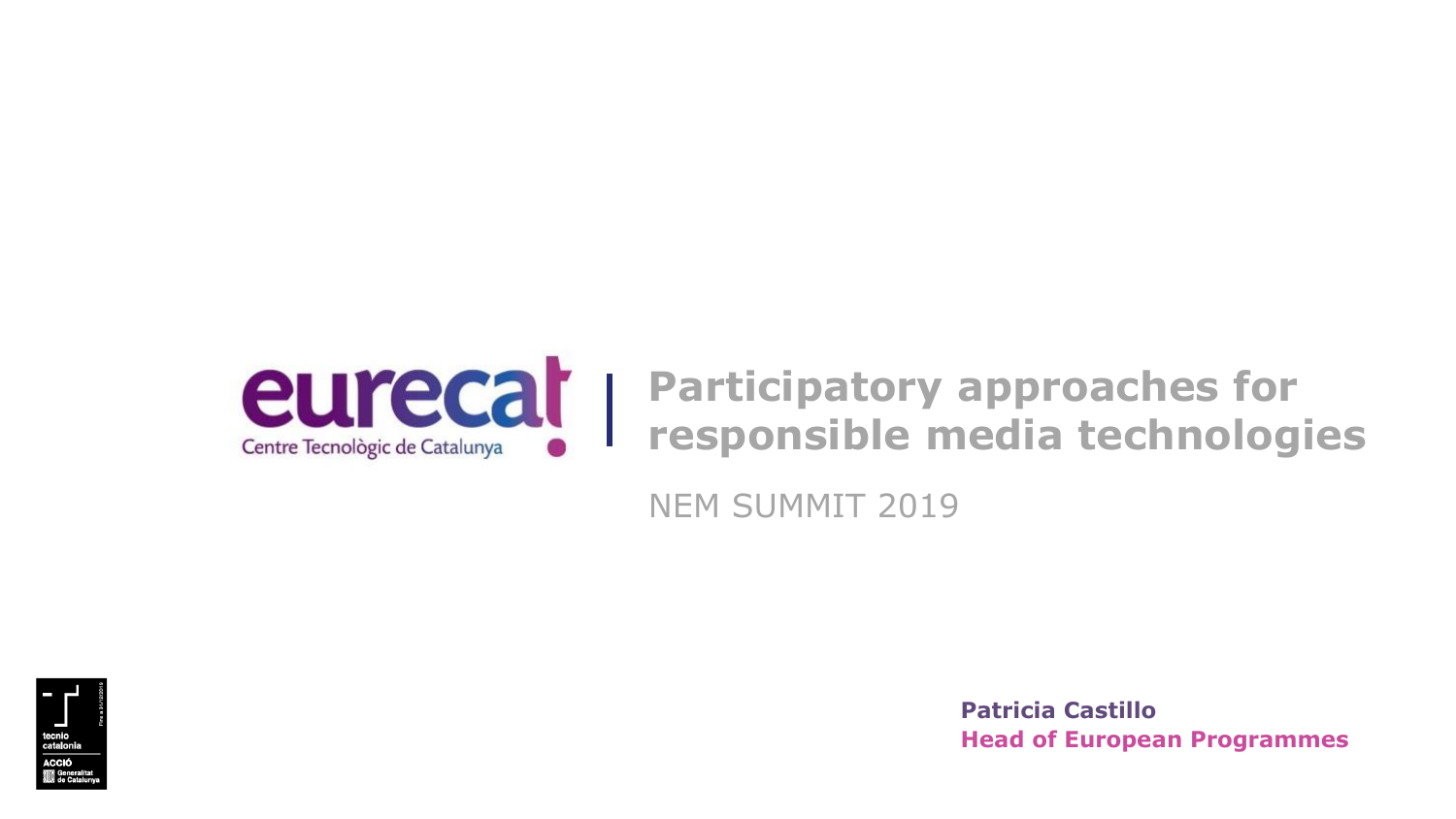eurecat
Centre Tecnològic de Catalunya

# Participatory approaches for responsible media technologies

NEM SUMMIT 2019

**Patricia Castillo**
**Head of European Programmes**

tecnio catalonia
ACCIÓ
Generalitat de Catalunya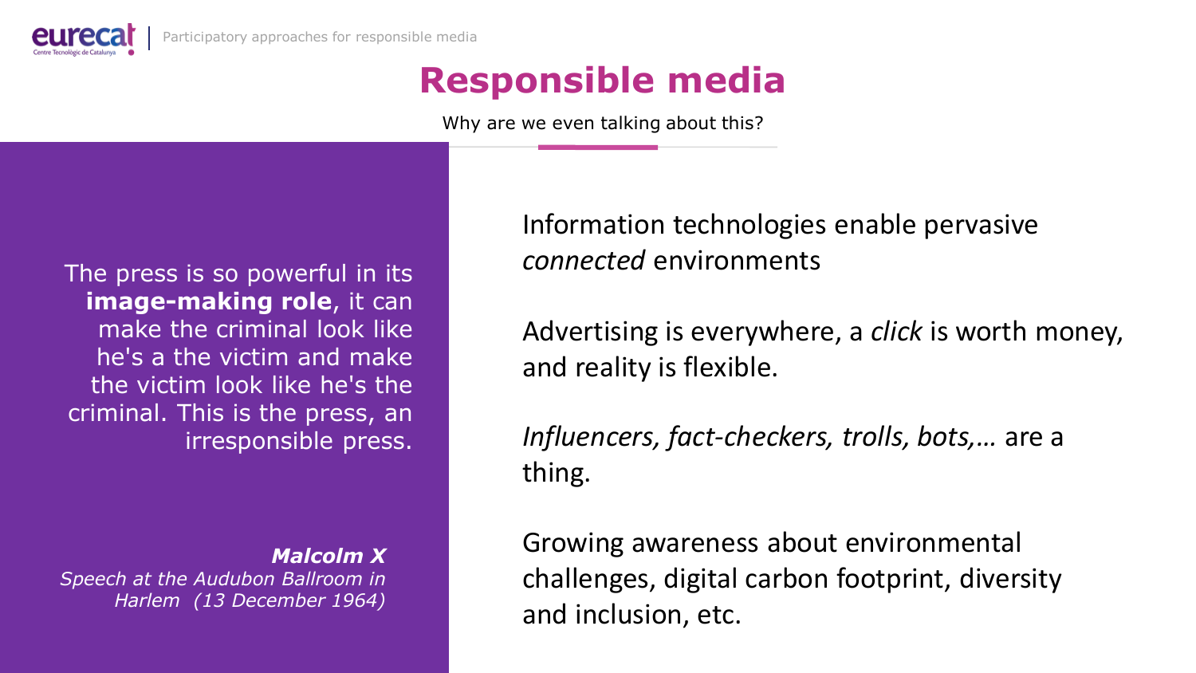# Responsible media

Why are we even talking about this?

> The press is so powerful in its **image-making role**, it can make the criminal look like he's a the victim and make the victim look like he's the criminal. This is the press, an irresponsible press.
>
> ***Malcolm X***
> *Speech at the Audubon Ballroom in Harlem (13 December 1964)*

Information technologies enable pervasive *connected* environments

Advertising is everywhere, a *click* is worth money, and reality is flexible.

*Influencers, fact-checkers, trolls, bots,…* are a thing.

Growing awareness about environmental challenges, digital carbon footprint, diversity and inclusion, etc.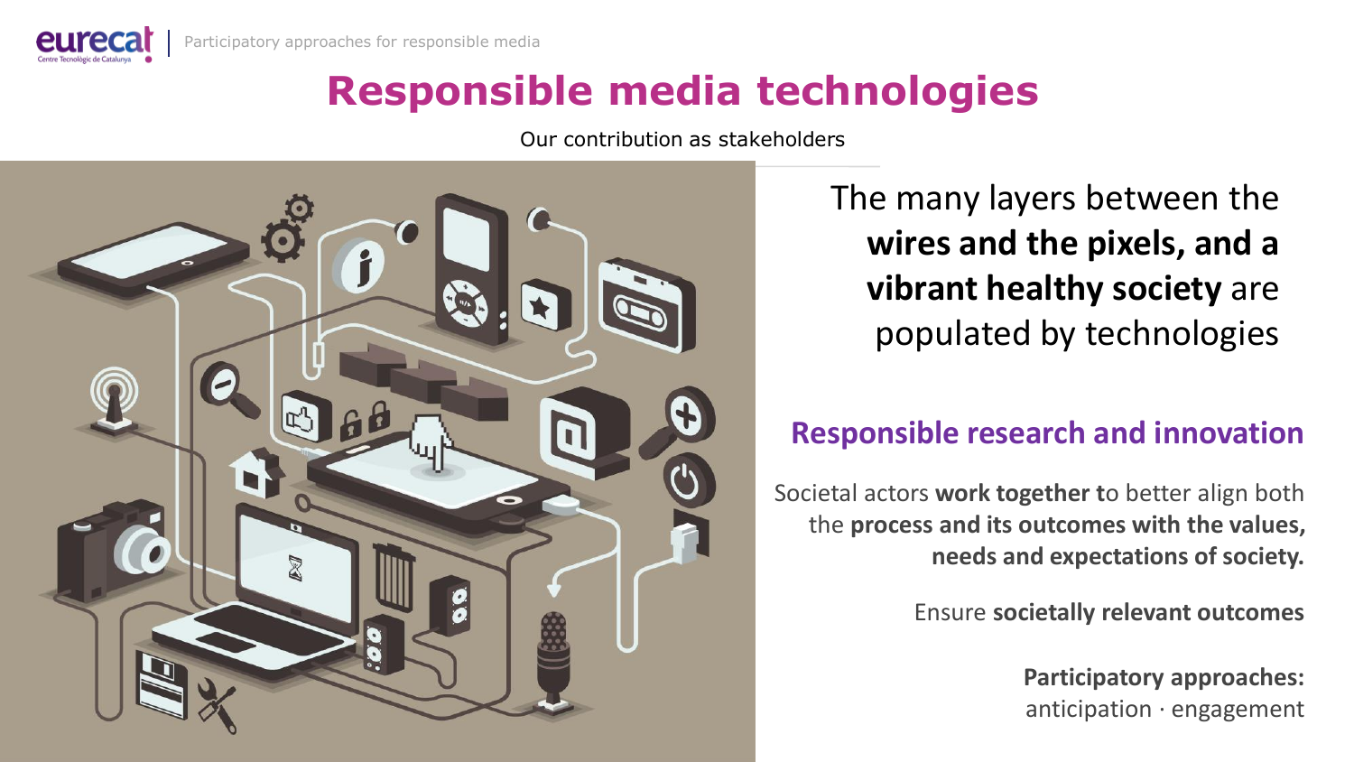# Responsible media technologies

Our contribution as stakeholders

The many layers between the **wires and the pixels, and a vibrant healthy society** are populated by technologies

## Responsible research and innovation

Societal actors **work together t**o better align both the **process and its outcomes with the values, needs and expectations of society.**

Ensure **societally relevant outcomes**

**Participatory approaches:**
anticipation · engagement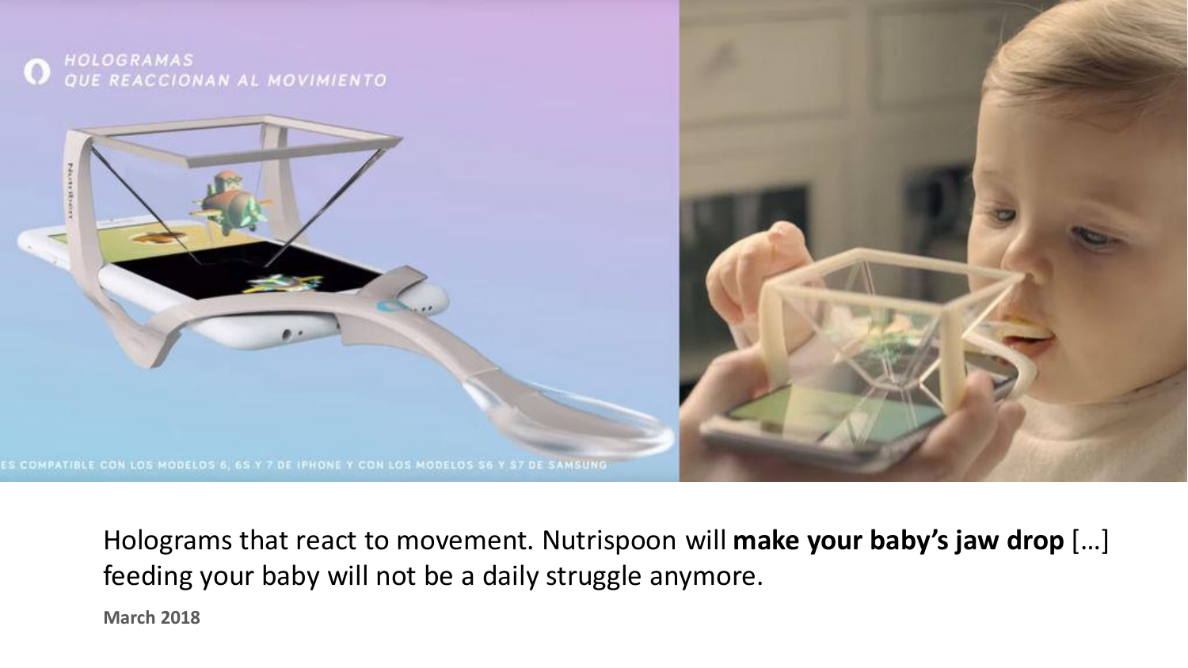Holograms that react to movement. Nutrispoon will **make your baby's jaw drop** […] feeding your baby will not be a daily struggle anymore.

**March 2018**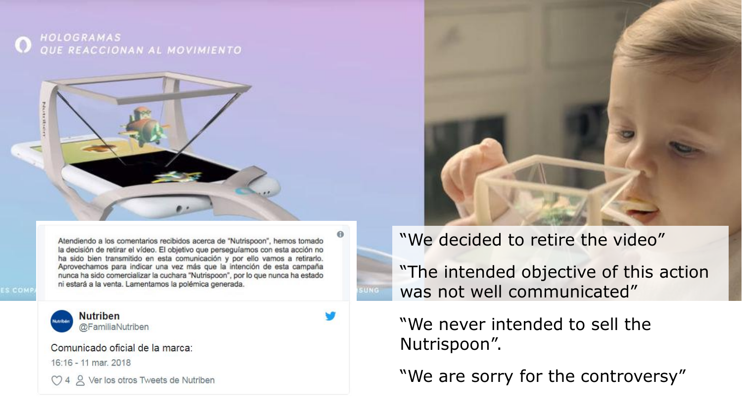HOLOGRAMAS QUE REACCIONAN AL MOVIMIENTO

Atendiendo a los comentarios recibidos acerca de "Nutrispoon", hemos tomado la decisión de retirar el vídeo. El objetivo que perseguíamos con esta acción no ha sido bien transmitido en esta comunicación y por ello vamos a retirarlo. Aprovechamos para indicar una vez más que la intención de esta campaña nunca ha sido comercializar la cuchara "Nutrispoon", por lo que nunca ha estado ni estará a la venta. Lamentamos la polémica generada.

**Nutriben**
@FamiliaNutriben

Comunicado oficial de la marca:

16:16 - 11 mar. 2018

4 · Ver los otros Tweets de Nutriben

"We decided to retire the video"

"The intended objective of this action was not well communicated"

"We never intended to sell the Nutrispoon".

"We are sorry for the controversy"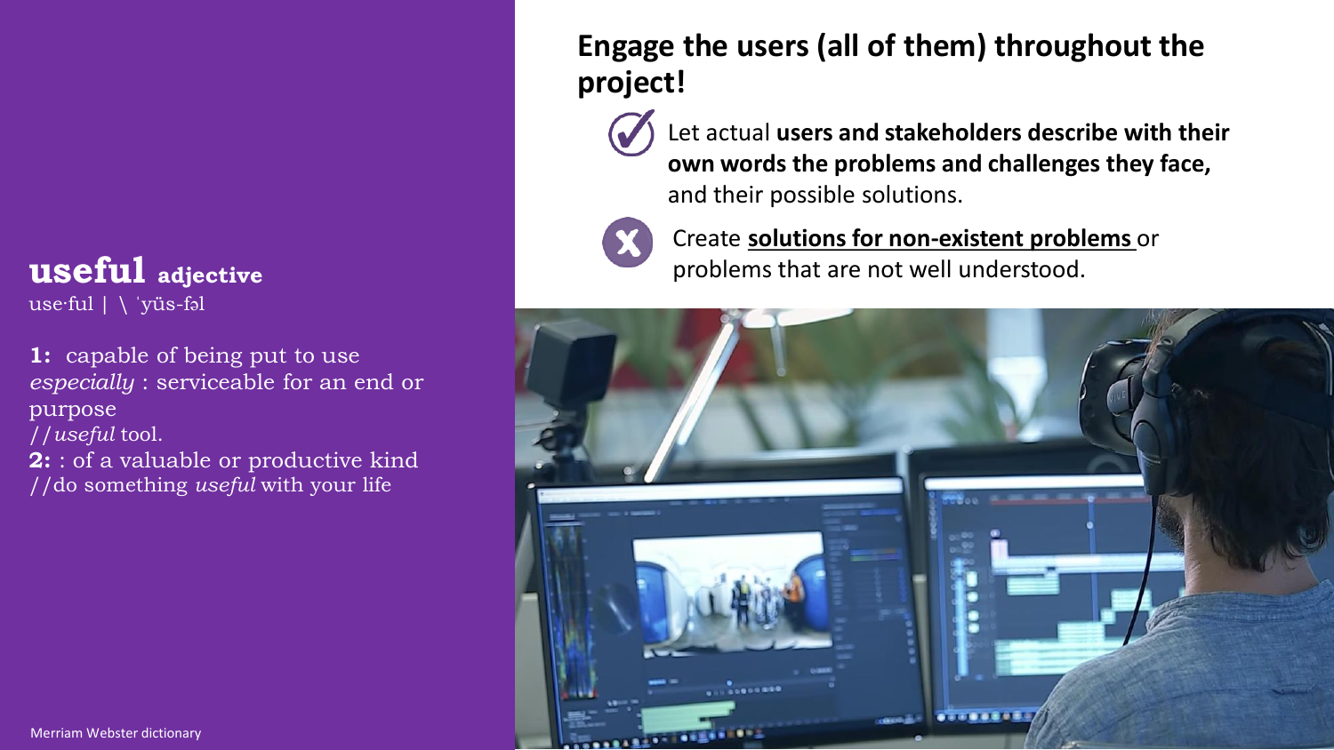**useful** **adjective**
use·ful | \ ˈyüs-fəl

**1:** capable of being put to use *especially* : serviceable for an end or purpose
//*useful* tool.
**2:** : of a valuable or productive kind
//do something *useful* with your life

Merriam Webster dictionary

## Engage the users (all of them) throughout the project!

✓ Let actual **users and stakeholders describe with their own words the problems and challenges they face,** and their possible solutions.

✗ Create **solutions for non-existent problems** or problems that are not well understood.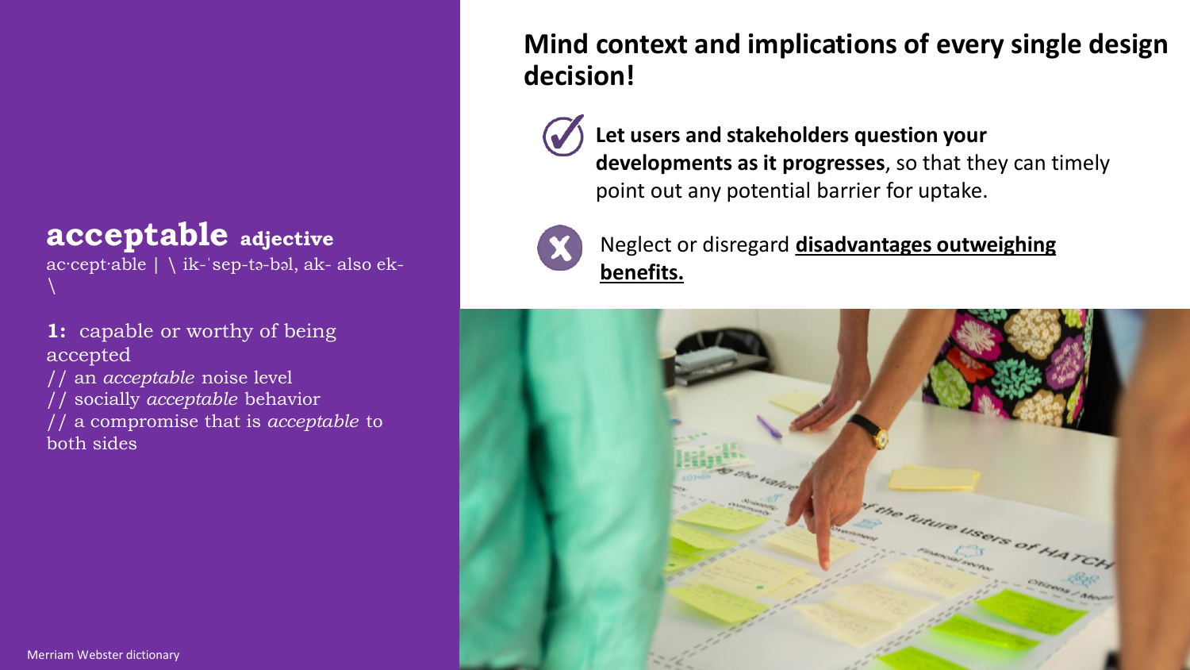**acceptable** **adjective**
ac·cept·able | \ ik-ˈsep-tə-bəl, ak- also ek- \

**1:** capable or worthy of being accepted
// an *acceptable* noise level
// socially *acceptable* behavior
// a compromise that is *acceptable* to both sides

Merriam Webster dictionary

## Mind context and implications of every single design decision!

- ✓ **Let users and stakeholders question your developments as it progresses**, so that they can timely point out any potential barrier for uptake.
- ✗ Neglect or disregard **disadvantages outweighing benefits.**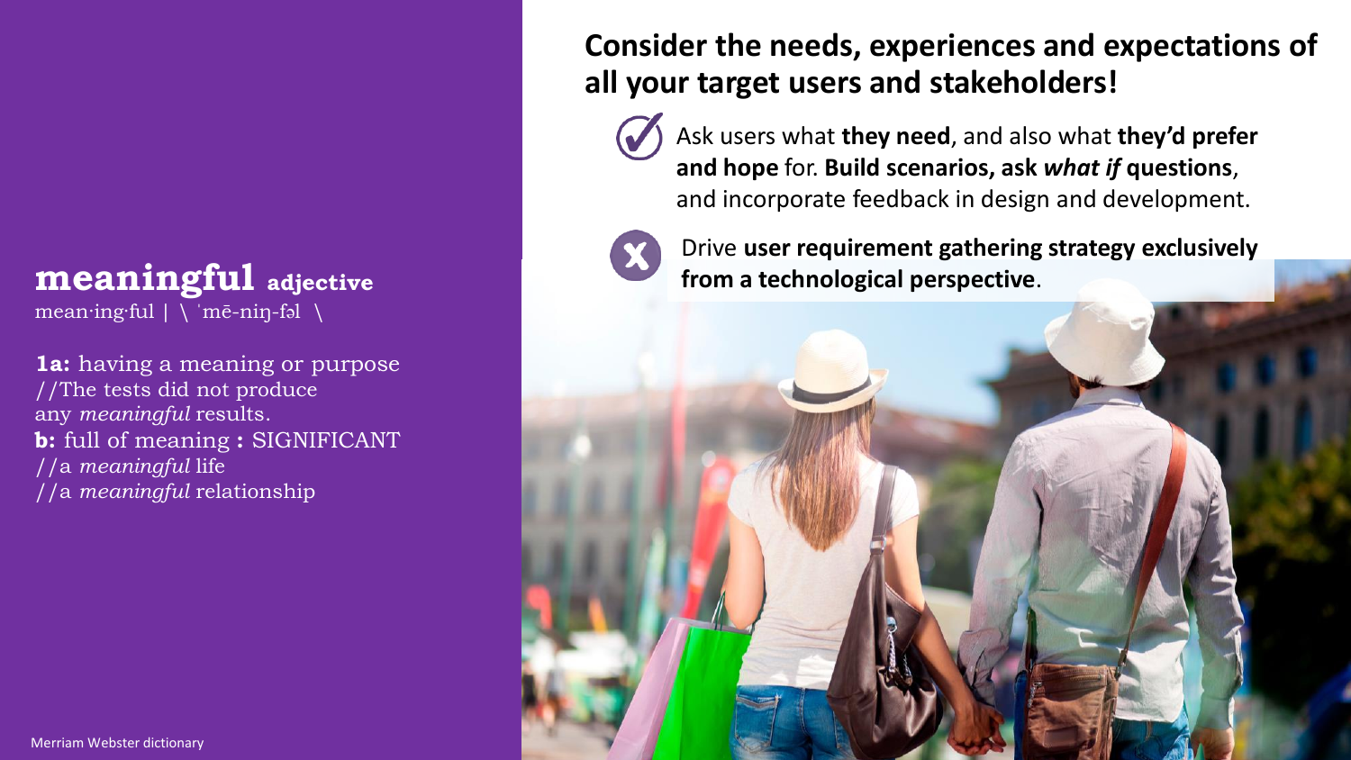**meaningful** **adjective**

mean·ing·ful | \ ˈmē-niŋ-fəl \

**1a:** having a meaning or purpose
//The tests did not produce any *meaningful* results.
**b:** full of meaning **:** SIGNIFICANT
//a *meaningful* life
//a *meaningful* relationship

Merriam Webster dictionary

# Consider the needs, experiences and expectations of all your target users and stakeholders!

✓ Ask users what **they need**, and also what **they'd prefer and hope** for. **Build scenarios, ask *what if* questions**, and incorporate feedback in design and development.

✗ Drive **user requirement gathering strategy exclusively from a technological perspective**.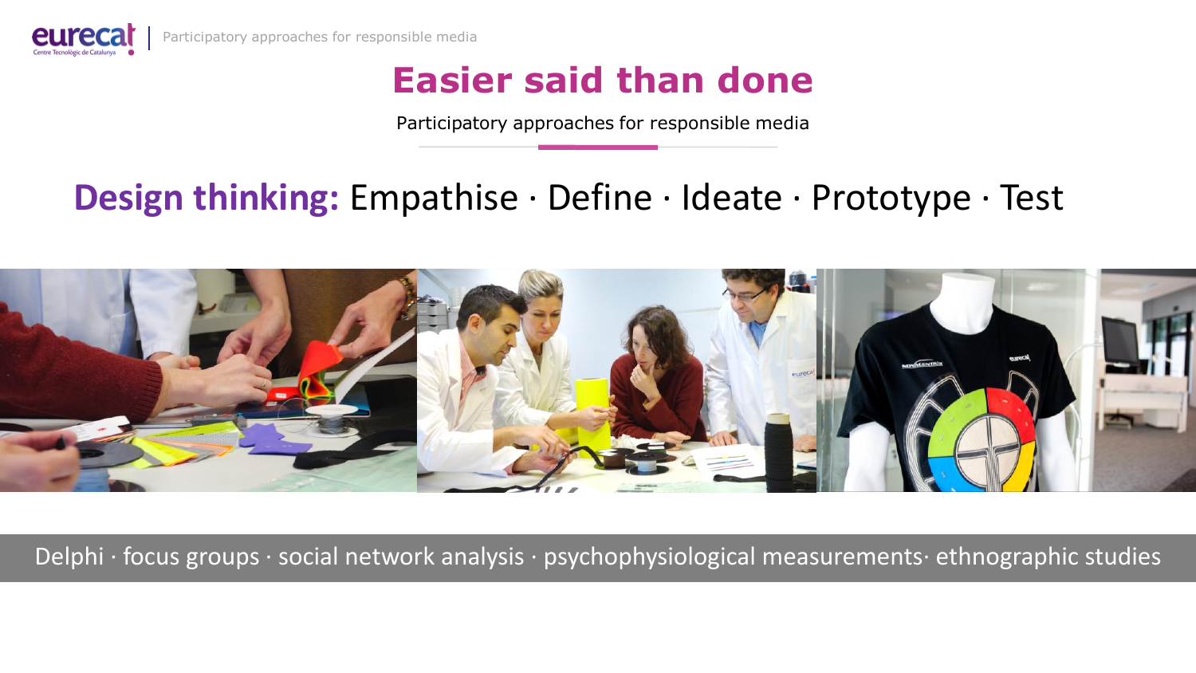# Easier said than done

Participatory approaches for responsible media

**Design thinking:** Empathise · Define · Ideate · Prototype · Test

Delphi · focus groups · social network analysis · psychophysiological measurements· ethnographic studies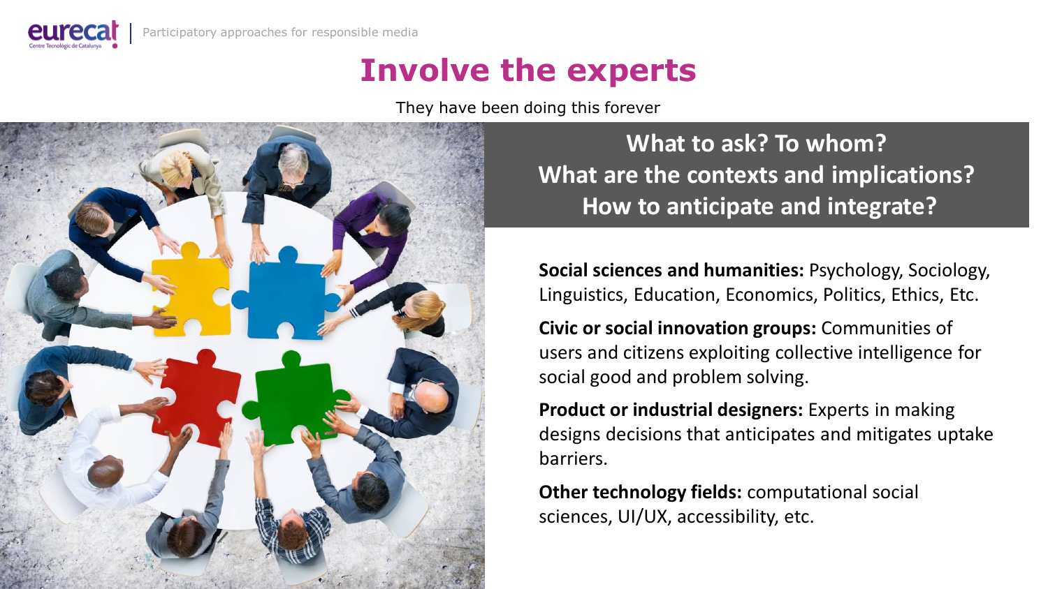# Involve the experts

They have been doing this forever

**What to ask? To whom?**
**What are the contexts and implications?**
**How to anticipate and integrate?**

**Social sciences and humanities:** Psychology, Sociology, Linguistics, Education, Economics, Politics, Ethics, Etc.

**Civic or social innovation groups:** Communities of users and citizens exploiting collective intelligence for social good and problem solving.

**Product or industrial designers:** Experts in making designs decisions that anticipates and mitigates uptake barriers.

**Other technology fields:** computational social sciences, UI/UX, accessibility, etc.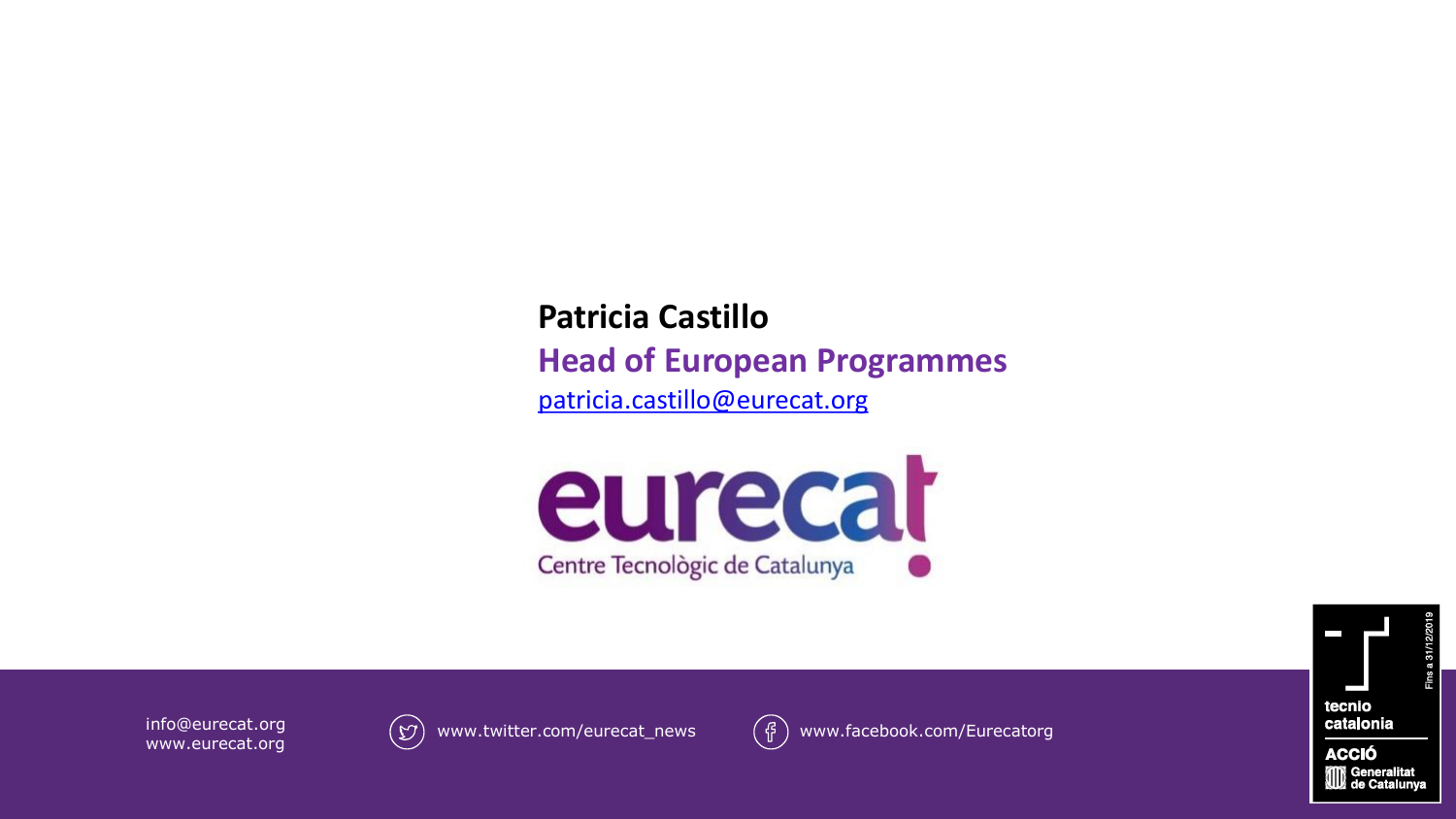**Patricia Castillo**

**Head of European Programmes**

patricia.castillo@eurecat.org

eurecat

Centre Tecnològic de Catalunya

info@eurecat.org
www.eurecat.org

www.twitter.com/eurecat_news

www.facebook.com/Eurecatorg

tecnio catalonia

ACCIÓ

Generalitat de Catalunya

Fins a 31/12/2019